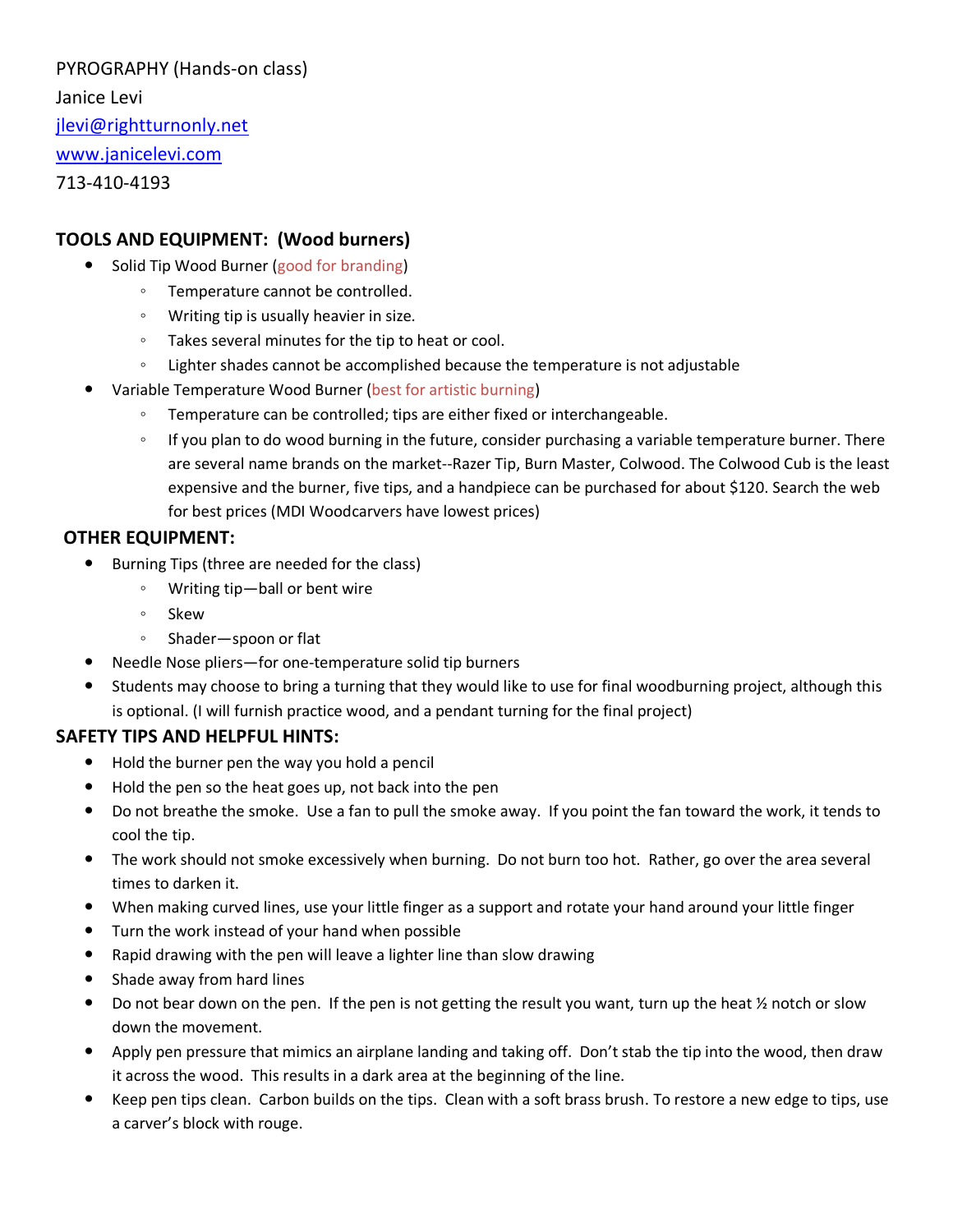PYROGRAPHY (Hands-on class)

Janice Levi

jlevi@rightturnonly.net

www.janicelevi.com

713-410-4193

## TOOLS AND EQUIPMENT: (Wood burners)

- Solid Tip Wood Burner (good for branding)
  - Temperature cannot be controlled.
  - Writing tip is usually heavier in size.
  - Takes several minutes for the tip to heat or cool.
  - Lighter shades cannot be accomplished because the temperature is not adjustable
- Variable Temperature Wood Burner (best for artistic burning)
  - Temperature can be controlled; tips are either fixed or interchangeable.
  - If you plan to do wood burning in the future, consider purchasing a variable temperature burner. There are several name brands on the market--Razer Tip, Burn Master, Colwood. The Colwood Cub is the least expensive and the burner, five tips, and a handpiece can be purchased for about $120. Search the web for best prices (MDI Woodcarvers have lowest prices)

## OTHER EQUIPMENT:

- Burning Tips (three are needed for the class)
  - Writing tip—ball or bent wire
  - Skew
  - Shader—spoon or flat
- Needle Nose pliers—for one-temperature solid tip burners
- Students may choose to bring a turning that they would like to use for final woodburning project, although this is optional. (I will furnish practice wood, and a pendant turning for the final project)

## SAFETY TIPS AND HELPFUL HINTS:

- Hold the burner pen the way you hold a pencil
- Hold the pen so the heat goes up, not back into the pen
- Do not breathe the smoke. Use a fan to pull the smoke away. If you point the fan toward the work, it tends to cool the tip.
- The work should not smoke excessively when burning. Do not burn too hot. Rather, go over the area several times to darken it.
- When making curved lines, use your little finger as a support and rotate your hand around your little finger
- Turn the work instead of your hand when possible
- Rapid drawing with the pen will leave a lighter line than slow drawing
- Shade away from hard lines
- Do not bear down on the pen. If the pen is not getting the result you want, turn up the heat ½ notch or slow down the movement.
- Apply pen pressure that mimics an airplane landing and taking off. Don't stab the tip into the wood, then draw it across the wood. This results in a dark area at the beginning of the line.
- Keep pen tips clean. Carbon builds on the tips. Clean with a soft brass brush. To restore a new edge to tips, use a carver's block with rouge.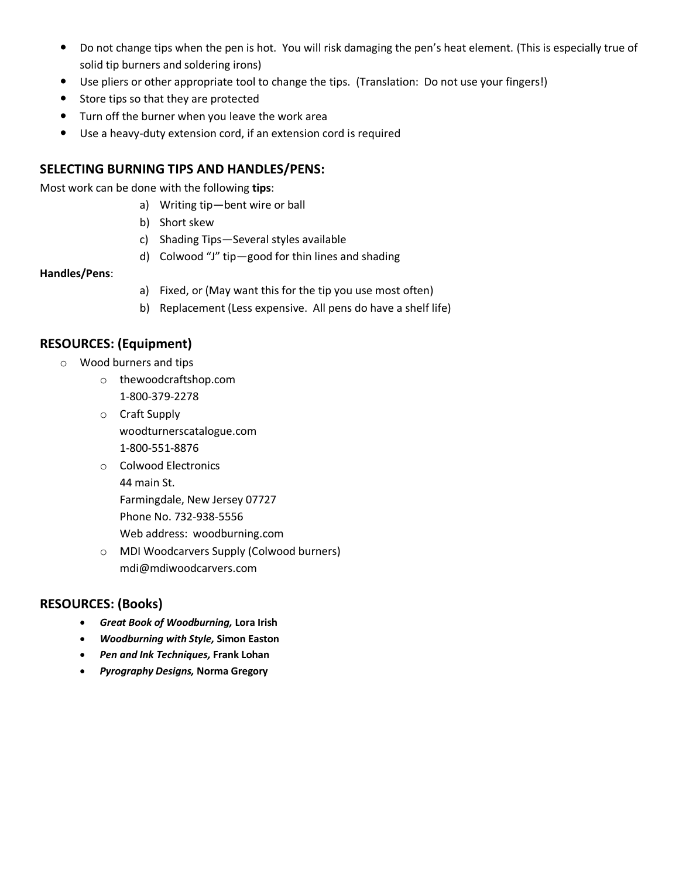- Do not change tips when the pen is hot. You will risk damaging the pen's heat element. (This is especially true of solid tip burners and soldering irons)
- Use pliers or other appropriate tool to change the tips. (Translation: Do not use your fingers!)
- Store tips so that they are protected
- Turn off the burner when you leave the work area
- Use a heavy-duty extension cord, if an extension cord is required

## SELECTING BURNING TIPS AND HANDLES/PENS:

Most work can be done with the following **tips**:

a) Writing tip—bent wire or ball
b) Short skew
c) Shading Tips—Several styles available
d) Colwood "J" tip—good for thin lines and shading

**Handles/Pens**:

a) Fixed, or (May want this for the tip you use most often)
b) Replacement (Less expensive. All pens do have a shelf life)

## RESOURCES: (Equipment)

- Wood burners and tips
  - thewoodcraftshop.com
    1-800-379-2278
  - Craft Supply
    woodturnerscatalogue.com
    1-800-551-8876
  - Colwood Electronics
    44 main St.
    Farmingdale, New Jersey 07727
    Phone No. 732-938-5556
    Web address: woodburning.com
  - MDI Woodcarvers Supply (Colwood burners)
    mdi@mdiwoodcarvers.com

## RESOURCES: (Books)

- ***Great Book of Woodburning,*** **Lora Irish**
- ***Woodburning with Style,*** **Simon Easton**
- ***Pen and Ink Techniques,*** **Frank Lohan**
- ***Pyrography Designs,*** **Norma Gregory**